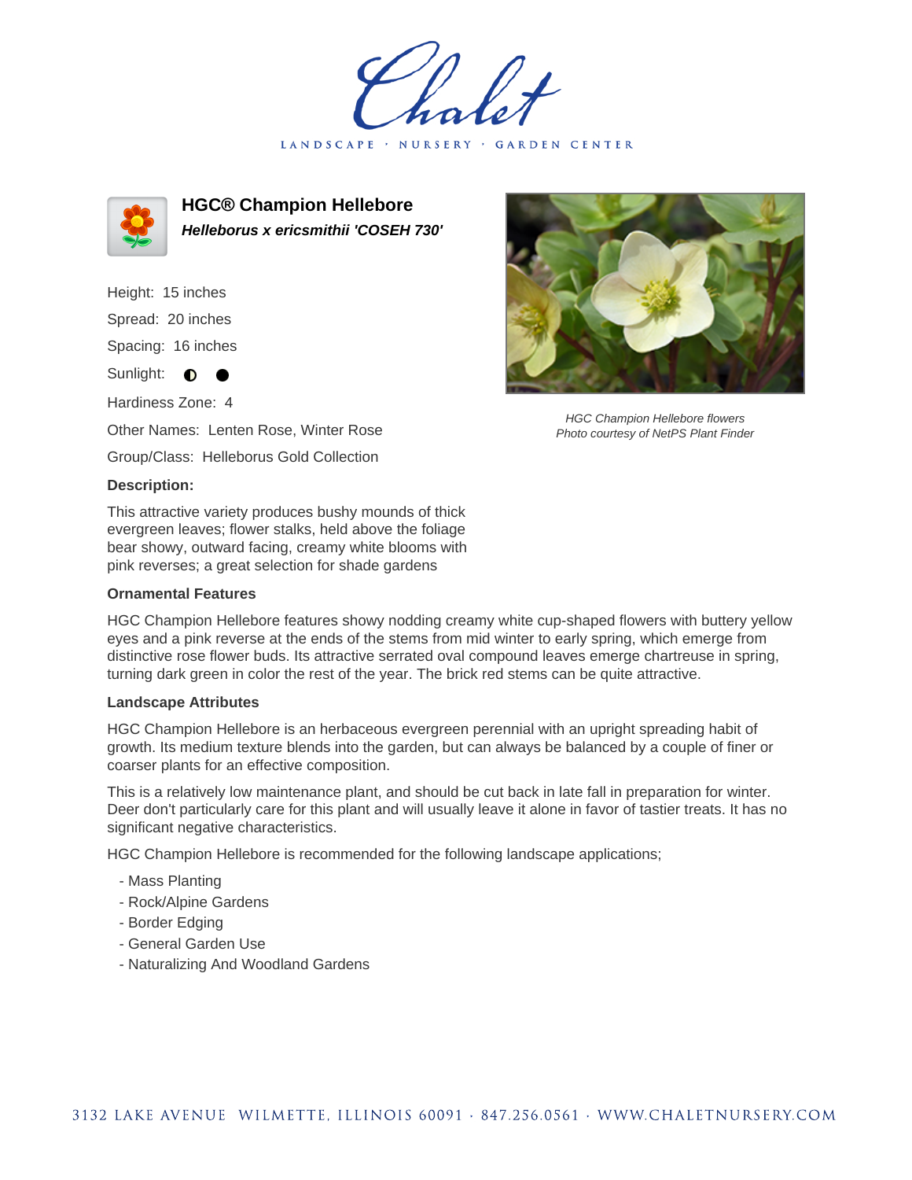# HGC® Champion Hellebore

***Helleborus x ericsmithii 'COSEH 730'***

Height: 15 inches

Spread: 20 inches

Spacing: 16 inches

Sunlight: ◐ ●

Hardiness Zone: 4

Other Names: Lenten Rose, Winter Rose

Group/Class: Helleborus Gold Collection

*HGC Champion Hellebore flowers*
*Photo courtesy of NetPS Plant Finder*

### Description:

This attractive variety produces bushy mounds of thick evergreen leaves; flower stalks, held above the foliage bear showy, outward facing, creamy white blooms with pink reverses; a great selection for shade gardens

### Ornamental Features

HGC Champion Hellebore features showy nodding creamy white cup-shaped flowers with buttery yellow eyes and a pink reverse at the ends of the stems from mid winter to early spring, which emerge from distinctive rose flower buds. Its attractive serrated oval compound leaves emerge chartreuse in spring, turning dark green in color the rest of the year. The brick red stems can be quite attractive.

### Landscape Attributes

HGC Champion Hellebore is an herbaceous evergreen perennial with an upright spreading habit of growth. Its medium texture blends into the garden, but can always be balanced by a couple of finer or coarser plants for an effective composition.

This is a relatively low maintenance plant, and should be cut back in late fall in preparation for winter. Deer don't particularly care for this plant and will usually leave it alone in favor of tastier treats. It has no significant negative characteristics.

HGC Champion Hellebore is recommended for the following landscape applications;

- Mass Planting
- Rock/Alpine Gardens
- Border Edging
- General Garden Use
- Naturalizing And Woodland Gardens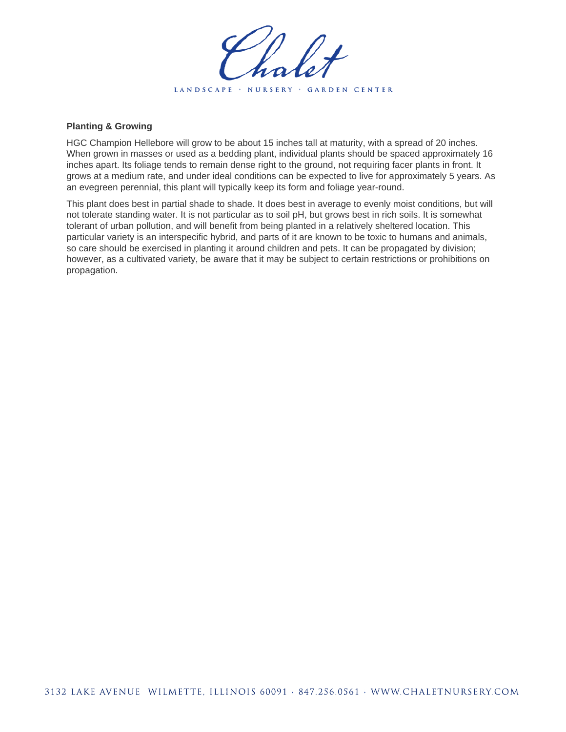**Planting & Growing**

HGC Champion Hellebore will grow to be about 15 inches tall at maturity, with a spread of 20 inches. When grown in masses or used as a bedding plant, individual plants should be spaced approximately 16 inches apart. Its foliage tends to remain dense right to the ground, not requiring facer plants in front. It grows at a medium rate, and under ideal conditions can be expected to live for approximately 5 years. As an evegreen perennial, this plant will typically keep its form and foliage year-round.

This plant does best in partial shade to shade. It does best in average to evenly moist conditions, but will not tolerate standing water. It is not particular as to soil pH, but grows best in rich soils. It is somewhat tolerant of urban pollution, and will benefit from being planted in a relatively sheltered location. This particular variety is an interspecific hybrid, and parts of it are known to be toxic to humans and animals, so care should be exercised in planting it around children and pets. It can be propagated by division; however, as a cultivated variety, be aware that it may be subject to certain restrictions or prohibitions on propagation.